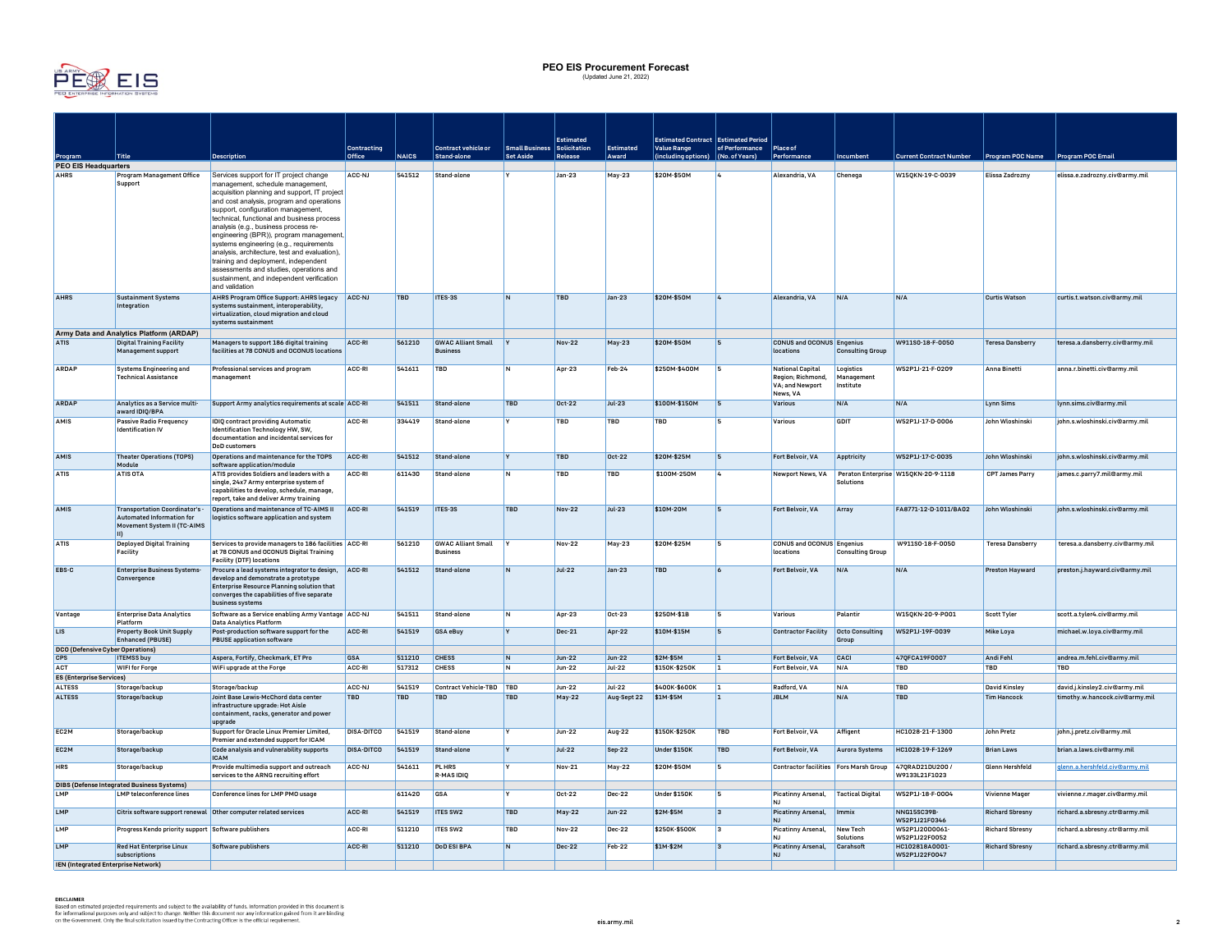# PEO EIS Procurement Forecast

(Updated June 21, 2022)

| Program | Title | Description | Contracting Office | NAICS | Contract vehicle or Stand-alone | Small Business Set Aside | Estimated Solicitation Release | Estimated Award | Estimated Contract Value Range (including options) | Estimated Period of Performance (No. of Years) | Place of Performance | Incumbent | Current Contract Number | Program POC Name | Program POC Email |
|---|---|---|---|---|---|---|---|---|---|---|---|---|---|---|---|
| **PEO EIS Headquarters** | | | | | | | | | | | | | | | |
| AHRS | Program Management Office Support | Services support for IT project change management, schedule management, acquisition planning and support, IT project and cost analysis, program and operations support, configuration management, technical, functional and business process analysis (e.g., business process re-engineering (BPR)), program management, systems engineering (e.g., requirements analysis, architecture, test and evaluation), training and deployment, independent assessments and studies, operations and sustainment, and independent verification and validation | ACC-NJ | 541512 | Stand-alone | Y | Jan-23 | May-23 | $20M-$50M | 4 | Alexandria, VA | Chenega | W15QKN-19-C-0039 | Elissa Zadrozny | elissa.e.zadrozny.civ@army.mil |
| AHRS | Sustainment Systems Integration | AHRS Program Office Support: AHRS legacy systems sustainment, interoperability, virtualization, cloud migration and cloud systems sustainment | ACC-NJ | TBD | ITES-3S | N | TBD | Jan-23 | $20M-$50M | 4 | Alexandria, VA | N/A | N/A | Curtis Watson | curtis.t.watson.civ@army.mil |
| **Army Data and Analytics Platform (ARDAP)** | | | | | | | | | | | | | | | |
| ATIS | Digital Training Facility Management support | Managers to support 186 digital training facilities at 78 CONUS and OCONUS locations | ACC-RI | 561210 | GWAC Alliant Small Business | Y | Nov-22 | May-23 | $20M-$50M | 5 | CONUS and OCONUS locations | Engenius Consulting Group | W911S0-18-F-0050 | Teresa Dansberry | teresa.a.dansberry.civ@army.mil |
| ARDAP | Systems Engineering and Technical Assistance | Professional services and program management | ACC-RI | 541611 | TBD | N | Apr-23 | Feb-24 | $250M-$400M | 5 | National Capital Region; Richmond, VA; and Newport News, VA | Logistics Management Institute | W52P1J-21-F-0209 | Anna Binetti | anna.r.binetti.civ@army.mil |
| ARDAP | Analytics as a Service multi-award IDIQ/BPA | Support Army analytics requirements at scale | ACC-RI | 541511 | Stand-alone | TBD | Oct-22 | Jul-23 | $100M-$150M | 5 | Various | N/A | N/A | Lynn Sims | lynn.sims.civ@army.mil |
| AMIS | Passive Radio Frequency Identification IV | IDIQ contract providing Automatic Identification Technology HW, SW, documentation and incidental services for DoD customers | ACC-RI | 334419 | Stand-alone | Y | TBD | TBD | TBD | 5 | Various | GDIT | W52P1J-17-D-0006 | John Wloshinski | john.s.wloshinski.civ@army.mil |
| AMIS | Theater Operations (TOPS) Module | Operations and maintenance for the TOPS software application/module | ACC-RI | 541512 | Stand-alone | Y | TBD | Oct-22 | $20M-$25M | 5 | Fort Belvoir, VA | Apptricity | W52P1J-17-C-0035 | John Wloshinski | john.s.wloshinski.civ@army.mil |
| ATIS | ATIS OTA | ATIS provides Soldiers and leaders with a single, 24x7 Army enterprise system of capabilities to develop, schedule, manage, report, take and deliver Army training | ACC-RI | 611430 | Stand-alone | N | TBD | TBD | $100M-250M | 4 | Newport News, VA | Peraton Enterprise Solutions | W15QKN-20-9-1118 | CPT James Parry | james.c.parry7.mil@army.mil |
| AMIS | Transportation Coordinator's - Automated Information for Movement System II (TC-AIMS II) | Operations and maintenance of TC-AIMS II logistics software application and system | ACC-RI | 541519 | ITES-3S | TBD | Nov-22 | Jul-23 | $10M-20M | 5 | Fort Belvoir, VA | Array | FA8771-12-D-1011/BA02 | John Wloshinski | john.s.wloshinski.civ@army.mil |
| ATIS | Deployed Digital Training Facility | Services to provide managers to 186 facilities at 78 CONUS and OCONUS Digital Training Facility (DTF) locations | ACC-RI | 561210 | GWAC Alliant Small Business | Y | Nov-22 | May-23 | $20M-$25M | 5 | CONUS and OCONUS locations | Engenius Consulting Group | W911S0-18-F-0050 | Teresa Dansberry | teresa.a.dansberry.civ@army.mil |
| EBS-C | Enterprise Business Systems-Convergence | Procure a lead systems integrator to design, develop and demonstrate a prototype Enterprise Resource Planning solution that converges the capabilities of five separate business systems | ACC-RI | 541512 | Stand-alone | N | Jul-22 | Jan-23 | TBD | 6 | Fort Belvoir, VA | N/A | N/A | Preston Hayward | preston.j.hayward.civ@army.mil |
| Vantage | Enterprise Data Analytics Platform | Software as a Service enabling Army Vantage Data Analytics Platform | ACC-NJ | 541511 | Stand-alone | N | Apr-23 | Oct-23 | $250M-$1B | 5 | Various | Palantir | W15QKN-20-9-P001 | Scott Tyler | scott.a.tyler4.civ@army.mil |
| LIS | Property Book Unit Supply Enhanced (PBUSE) | Post-production software support for the PBUSE application software | ACC-RI | 541519 | GSA eBuy | Y | Dec-21 | Apr-22 | $10M-$15M | 5 | Contractor Facility | Octo Consulting Group | W52P1J-19F-0039 | Mike Loya | michael.w.loya.civ@army.mil |
| **DCO (Defensive Cyber Operations)** | | | | | | | | | | | | | | | |
| CPS | ITEMSS buy | Aspera, Fortify, Checkmarx, ET Pro | GSA | 511210 | CHESS | N | Jun-22 | Jun-22 | $2M-$5M | 1 | Fort Belvoir, VA | CACI | 47QFCA19F0007 | Andi Fehl | andrea.m.fehl.civ@army.mil |
| ACT | WiFi for Forge | WiFi upgrade at the Forge | ACC-RI | 517312 | CHESS | N | Jun-22 | Jul-22 | $150K-$250K | 1 | Fort Belvoir, VA | N/A | TBD | TBD | TBD |
| **ES (Enterprise Services)** | | | | | | | | | | | | | | | |
| ALTESS | Storage/backup | Storage/backup | ACC-NJ | 541519 | Contract Vehicle-TBD | TBD | Jun-22 | Jul-22 | $400K-$600K | 1 | Radford, VA | N/A | TBD | David Kinsley | david.j.kinsley2.civ@army.mil |
| ALTESS | Storage/backup | Joint Base Lewis-McChord data center infrastructure upgrade: Hot Aisle containment, racks, generator and power upgrade | TBD | TBD | TBD | TBD | May-22 | Aug-Sept 22 | $1M-$5M | 1 | JBLM | N/A | TBD | Tim Hancock | timothy.w.hancock.civ@army.mil |
| EC2M | Storage/backup | Support for Oracle Linux Premier Limited, Premier and extended support for ICAM | DISA-DITCO | 541519 | Stand-alone | Y | Jun-22 | Aug-22 | $150K-$250K | TBD | Fort Belvoir, VA | Affigent | HC1028-21-F-1300 | John Pretz | john.j.pretz.civ@army.mil |
| EC2M | Storage/backup | Code analysis and vulnerability supports ICAM | DISA-DITCO | 541519 | Stand-alone | Y | Jul-22 | Sep-22 | Under $150K | TBD | Fort Belvoir, VA | Aurora Systems | HC1028-19-F-1269 | Brian Laws | brian.a.laws.civ@army.mil |
| HRS | Storage/backup | Provide multimedia support and outreach services to the ARNG recruiting effort | ACC-NJ | 541611 | PL HRS R-MAS IDIQ | Y | Nov-21 | May-22 | $20M-$50M | 5 | Contractor facilities | Fors Marsh Group | 47QRAD21DU200 / W9133L21F1023 | Glenn Hershfeld | glenn.a.hershfeld.civ@army.mil |
| **DIBS (Defense Integrated Business Systems)** | | | | | | | | | | | | | | | |
| LMP | LMP teleconference lines | Conference lines for LMP PMO usage | | 611420 | GSA | Y | Oct-22 | Dec-22 | Under $150K | 5 | Picatinny Arsenal, NJ | Tactical Digital | W52P1J-18-F-0004 | Vivienne Mager | vivienne.r.mager.civ@army.mil |
| LMP | Citrix software support renewal | Other computer related services | ACC-RI | 541519 | ITES SW2 | TBD | May-22 | Jun-22 | $2M-$5M | 3 | Picatinny Arsenal, NJ | Immix | NNG15SC39B-W52P1J21F0346 | Richard Sbresny | richard.a.sbresny.ctr@army.mil |
| LMP | Progress Kendo priority support | Software publishers | ACC-RI | 511210 | ITES SW2 | TBD | Nov-22 | Dec-22 | $250K-$500K | 3 | Picatinny Arsenal, NJ | New Tech Solutions | W52P1J20D0061-W52P1J22F0052 | Richard Sbresny | richard.a.sbresny.ctr@army.mil |
| LMP | Red Hat Enterprise Linux subscriptions | Software publishers | ACC-RI | 511210 | DoD ESI BPA | N | Dec-22 | Feb-22 | $1M-$2M | 3 | Picatinny Arsenal, NJ | Carahsoft | HC102818A0001-W52P1J22F0047 | Richard Sbresny | richard.a.sbresny.ctr@army.mil |
| **IEN (Integrated Enterprise Network)** | | | | | | | | | | | | | | | |

**DISCLAIMER**
Based on estimated projected requirements and subject to the availability of funds. Information provided in this document is for informational purposes only and subject to change. Neither this document nor any information gained from it are binding on the Government. Only the final solicitation issued by the Contracting Officer is the official requirement.

eis.army.mil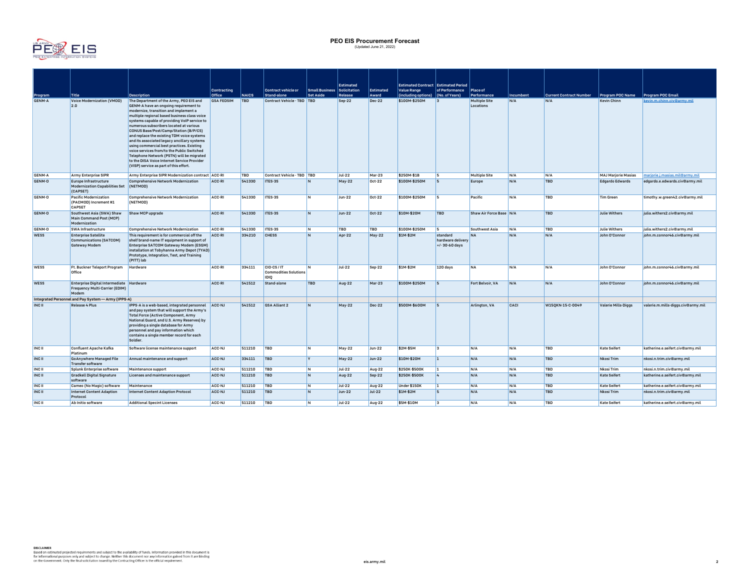# PEO EIS Procurement Forecast

(Updated June 21, 2022)

| Program | Title | Description | Contracting Office | NAICS | Contract vehicle or Stand-alone | Small Business Set Aside | Estimated Solicitation Release | Estimated Award | Estimated Contract Value Range (including options) | Estimated Period of Performance (No. of Years) | Place of Performance | Incumbent | Current Contract Number | Program POC Name | Program POC Email |
|---|---|---|---|---|---|---|---|---|---|---|---|---|---|---|---|
| GENM-A | Voice Modernization (VMOD) 2.0 | The Department of the Army, PEO EIS and GENM-A have an ongoing requirement to modernize, transition and implement a multiple regional based business class voice systems capable of providing VoIP service to numerous subscribers located at various CONUS Base/Post/Camp/Station (B/P/CS) and replace the existing TDM voice systems and its associated legacy ancillary systems using commercial best practices. Existing voice services from/to the Public Switched Telephone Network (PSTN) will be migrated to the DISA Voice Internet Service Provider (VISP) service as part of this effort. | GSA FEDSIM | TBD | Contract Vehicle - TBD | TBD | Sep-22 | Dec-22 | $100M-$250M | 3 | Multiple Site Locations | N/A | N/A | Kevin Chinn | kevin.m.chinn.civ@army.mil |
| GENM-A | Army Enterprise SIPR | Army Enterprise SIPR Modernization contract | ACC-RI | TBD | Contract Vehicle - TBD | TBD | Jul-22 | Mar-23 | $250M-$1B | 5 | Multiple Site | N/A | N/A | MAJ Marjorie Masias | marjorie.j.masias.mil@army.mil |
| GENM-O | Europe Infrastructure Modernization Capabilities Set (CAPSET) | Comprehensive Network Modernization (NETMOD) | ACC-RI | 541330 | ITES-3S | N | May-22 | Oct-22 | $100M-$250M | 5 | Europe | N/A | TBD | Edgardo Edwards | edgardo.e.edwards.civ@army.mil |
| GENM-O | Pacific Modernization (PACMOD) Increment #1 CAPSET | Comprehensive Network Modernization (NETMOD) | ACC-RI | 541330 | ITES-3S | N | Jun-22 | Oct-22 | $100M-$250M | 5 | Pacific | N/A | TBD | Tim Green | timothy.w.green42.civ@army.mil |
| GENM-O | Southwest Asia (SWA) Shaw Main Command Post (MCP) Modernization | Shaw MCP upgrade | ACC-RI | 541330 | ITES-3S | N | Jun-22 | Oct-22 | $10M-$20M | TBD | Shaw Air Force Base | N/A | TBD | Julie Withers | julia.withers2.civ@army.mil |
| GENM-O | SWA Infrastructure | Comprehensive Network Modernization | ACC-RI | 541330 | ITES-3S | N | TBD | TBD | $100M-$250M | 5 | Southwest Asia | N/A | TBD | Julie Withers | julia.withers2.civ@army.mil |
| WESS | Enterprise Satellite Communications (SATCOM) Gateway Modem | This requirement is for commercial off the shelf brand-name IT equipment in support of Enterprise SATCOM Gateway Modem (ESGM) installation at Tobyhanna Army Depot (TYAD) Prototype, Integration, Test, and Training (PITT) lab | ACC-RI | 334210 | CHESS | N | Apr-22 | May-22 | $1M-$2M | standard hardware delivery +/- 30-60 days | NA | N/A | N/A | John O'Connor | john.m.connor46.civ@army.mil |
| WESS | Ft. Buckner Teleport Program Office | Hardware | ACC-RI | 334111 | CIO-CS / IT Commodities Solutions IDIQ | N | Jul-22 | Sep-22 | $1M-$2M | 120 days | NA | N/A | N/A | John O'Connor | john.m.connor46.civ@army.mil |
| WESS | Enterprise Digital Intermediate Frequency Multi-Carrier (EDIM) Modem | Hardware | ACC-RI | 541512 | Stand-alone | TBD | Aug-22 | Mar-23 | $100M-$250M | 5 | Fort Belvoir, VA | N/A | N/A | John O'Connor | john.m.connor46.civ@army.mil |
| **Integrated Personnel and Pay System — Army (IPPS-A)** | | | | | | | | | | | | | | | |
| INC II | Release 4 Plus | IPPS-A is a web-based, integrated personnel and pay system that will support the Army's Total Force (Active Component, Army National Guard, and U.S. Army Reserves) by providing a single database for Army personnel and pay information which contains a single member record for each Soldier. | ACC-NJ | 541512 | GSA Alliant 2 | N | May-22 | Dec-22 | $500M-$600M | 5 | Arlington, VA | CACI | W15QKN-15-C-0049 | Valerie Mills-Diggs | valerie.m.mills-diggs.civ@army.mil |
| INC II | Confluent Apache Kafka Platinum | Software license maintenance support | ACC-NJ | 511210 | TBD | N | May-22 | Jun-22 | $2M-$5M | 3 | N/A | N/A | TBD | Kate Seifert | katherine.e.seifert.civ@army.mil |
| INC II | GoAnywhere Managed File Transfer software | Annual maintenance and support | ACC-NJ | 334111 | TBD | Y | May-22 | Jun-22 | $10M-$20M | 1 | N/A | N/A | TBD | Nkosi Trim | nkosi.n.trim.civ@army.mil |
| INC II | Splunk Enterprise software | Maintenance support | ACC-NJ | 511210 | TBD | N | Jul-22 | Aug-22 | $250K-$500K | 1 | N/A | N/A | TBD | Nkosi Trim | nkosi.n.trim.civ@army.mil |
| INC II | Gradkell Digital Signature software | Licenses and maintenance support | ACC-NJ | 511210 | TBD | N | Aug-22 | Sep-22 | $250K-$500K | 4 | N/A | N/A | TBD | Kate Seifert | katherine.e.seifert.civ@army.mil |
| INC II | Cameo (No Magic) software | Maintenance | ACC-NJ | 511210 | TBD | N | Jul-22 | Aug-22 | Under $150K | 1 | N/A | N/A | TBD | Kate Seifert | katherine.e.seifert.civ@army.mil |
| INC II | Internet Content Adaption Protocol | Internet Content Adaption Protocol | ACC-NJ | 511210 | TBD | N | Jun-22 | Jul-22 | $1M-$2M | 5 | N/A | N/A | TBD | Nkosi Trim | nkosi.n.trim.civ@army.mil |
| INC II | Ab Initio software | Additional Specint Licenses | ACC-NJ | 511210 | TBD | N | Jul-22 | Aug-22 | $5M-$10M | 3 | N/A | N/A | TBD | Kate Seifert | katherine.e.seifert.civ@army.mil |

**DISCLAIMER**
Based on estimated projected requirements and subject to the availability of funds. Information provided in this document is for informational purposes only and subject to change. Neither this document nor any information gained from it are binding on the Government. Only the final solicitation issued by the Contracting Officer is the official requirement.

eis.army.mil